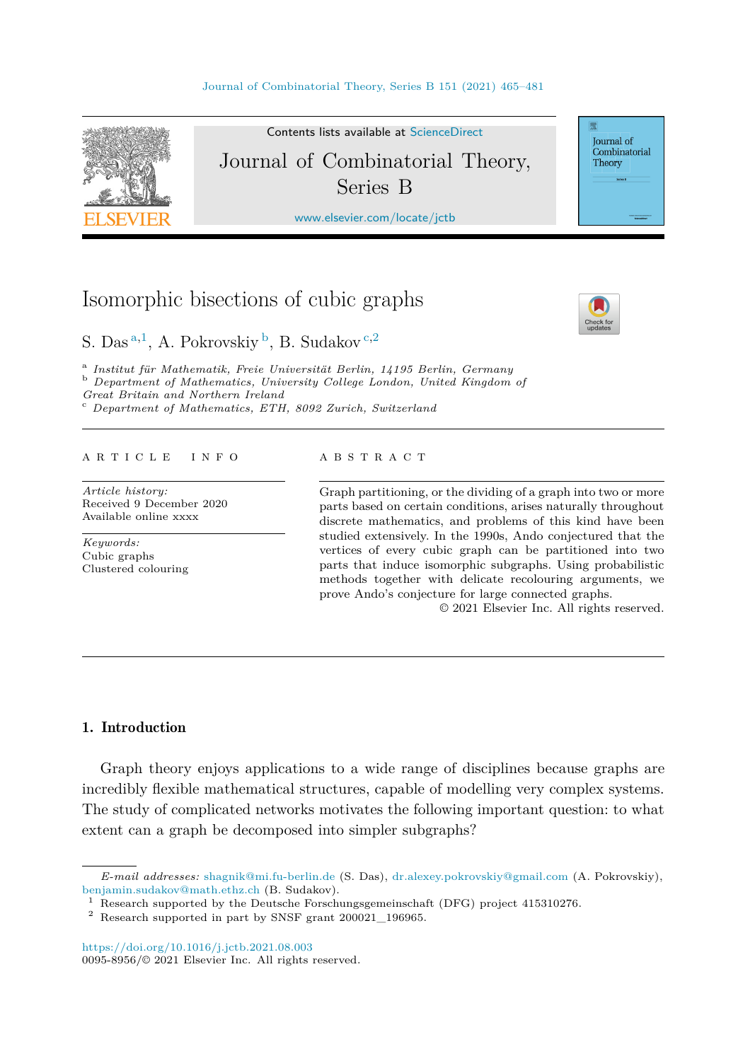# Isomorphic bisections of cubic graphs

S. Das[a,1], A. Pokrovskiy[b], B. Sudakov[c,2]

[a] *Institut für Mathematik, Freie Universität Berlin, 14195 Berlin, Germany*
[b] *Department of Mathematics, University College London, United Kingdom of Great Britain and Northern Ireland*
[c] *Department of Mathematics, ETH, 8092 Zurich, Switzerland*

---

A R T I C L E &nbsp; I N F O

*Article history:*
Received 9 December 2020
Available online xxxx

*Keywords:*
Cubic graphs
Clustered colouring

A B S T R A C T

Graph partitioning, or the dividing of a graph into two or more parts based on certain conditions, arises naturally throughout discrete mathematics, and problems of this kind have been studied extensively. In the 1990s, Ando conjectured that the vertices of every cubic graph can be partitioned into two parts that induce isomorphic subgraphs. Using probabilistic methods together with delicate recolouring arguments, we prove Ando's conjecture for large connected graphs.

© 2021 Elsevier Inc. All rights reserved.

---

## 1. Introduction

Graph theory enjoys applications to a wide range of disciplines because graphs are incredibly flexible mathematical structures, capable of modelling very complex systems. The study of complicated networks motivates the following important question: to what extent can a graph be decomposed into simpler subgraphs?

---

*E-mail addresses:* shagnik@mi.fu-berlin.de (S. Das), dr.alexey.pokrovskiy@gmail.com (A. Pokrovskiy), benjamin.sudakov@math.ethz.ch (B. Sudakov).

[1] Research supported by the Deutsche Forschungsgemeinschaft (DFG) project 415310276.

[2] Research supported in part by SNSF grant 200021_196965.

https://doi.org/10.1016/j.jctb.2021.08.003
0095-8956/© 2021 Elsevier Inc. All rights reserved.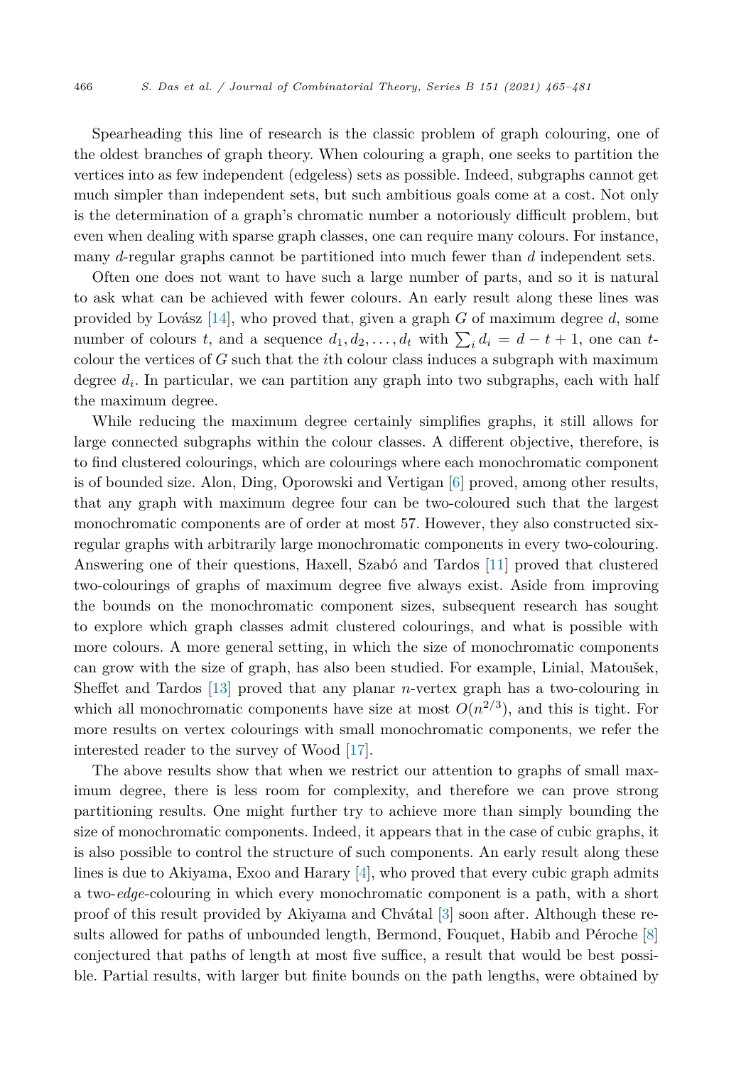Spearheading this line of research is the classic problem of graph colouring, one of the oldest branches of graph theory. When colouring a graph, one seeks to partition the vertices into as few independent (edgeless) sets as possible. Indeed, subgraphs cannot get much simpler than independent sets, but such ambitious goals come at a cost. Not only is the determination of a graph's chromatic number a notoriously difficult problem, but even when dealing with sparse graph classes, one can require many colours. For instance, many $d$-regular graphs cannot be partitioned into much fewer than $d$ independent sets.

Often one does not want to have such a large number of parts, and so it is natural to ask what can be achieved with fewer colours. An early result along these lines was provided by Lovász [14], who proved that, given a graph $G$ of maximum degree $d$, some number of colours $t$, and a sequence $d_1, d_2, \ldots, d_t$ with $\sum_i d_i = d - t + 1$, one can $t$-colour the vertices of $G$ such that the $i$th colour class induces a subgraph with maximum degree $d_i$. In particular, we can partition any graph into two subgraphs, each with half the maximum degree.

While reducing the maximum degree certainly simplifies graphs, it still allows for large connected subgraphs within the colour classes. A different objective, therefore, is to find clustered colourings, which are colourings where each monochromatic component is of bounded size. Alon, Ding, Oporowski and Vertigan [6] proved, among other results, that any graph with maximum degree four can be two-coloured such that the largest monochromatic components are of order at most 57. However, they also constructed six-regular graphs with arbitrarily large monochromatic components in every two-colouring. Answering one of their questions, Haxell, Szabó and Tardos [11] proved that clustered two-colourings of graphs of maximum degree five always exist. Aside from improving the bounds on the monochromatic component sizes, subsequent research has sought to explore which graph classes admit clustered colourings, and what is possible with more colours. A more general setting, in which the size of monochromatic components can grow with the size of graph, has also been studied. For example, Linial, Matoušek, Sheffet and Tardos [13] proved that any planar $n$-vertex graph has a two-colouring in which all monochromatic components have size at most $O(n^{2/3})$, and this is tight. For more results on vertex colourings with small monochromatic components, we refer the interested reader to the survey of Wood [17].

The above results show that when we restrict our attention to graphs of small maximum degree, there is less room for complexity, and therefore we can prove strong partitioning results. One might further try to achieve more than simply bounding the size of monochromatic components. Indeed, it appears that in the case of cubic graphs, it is also possible to control the structure of such components. An early result along these lines is due to Akiyama, Exoo and Harary [4], who proved that every cubic graph admits a two-*edge*-colouring in which every monochromatic component is a path, with a short proof of this result provided by Akiyama and Chvátal [3] soon after. Although these results allowed for paths of unbounded length, Bermond, Fouquet, Habib and Péroche [8] conjectured that paths of length at most five suffice, a result that would be best possible. Partial results, with larger but finite bounds on the path lengths, were obtained by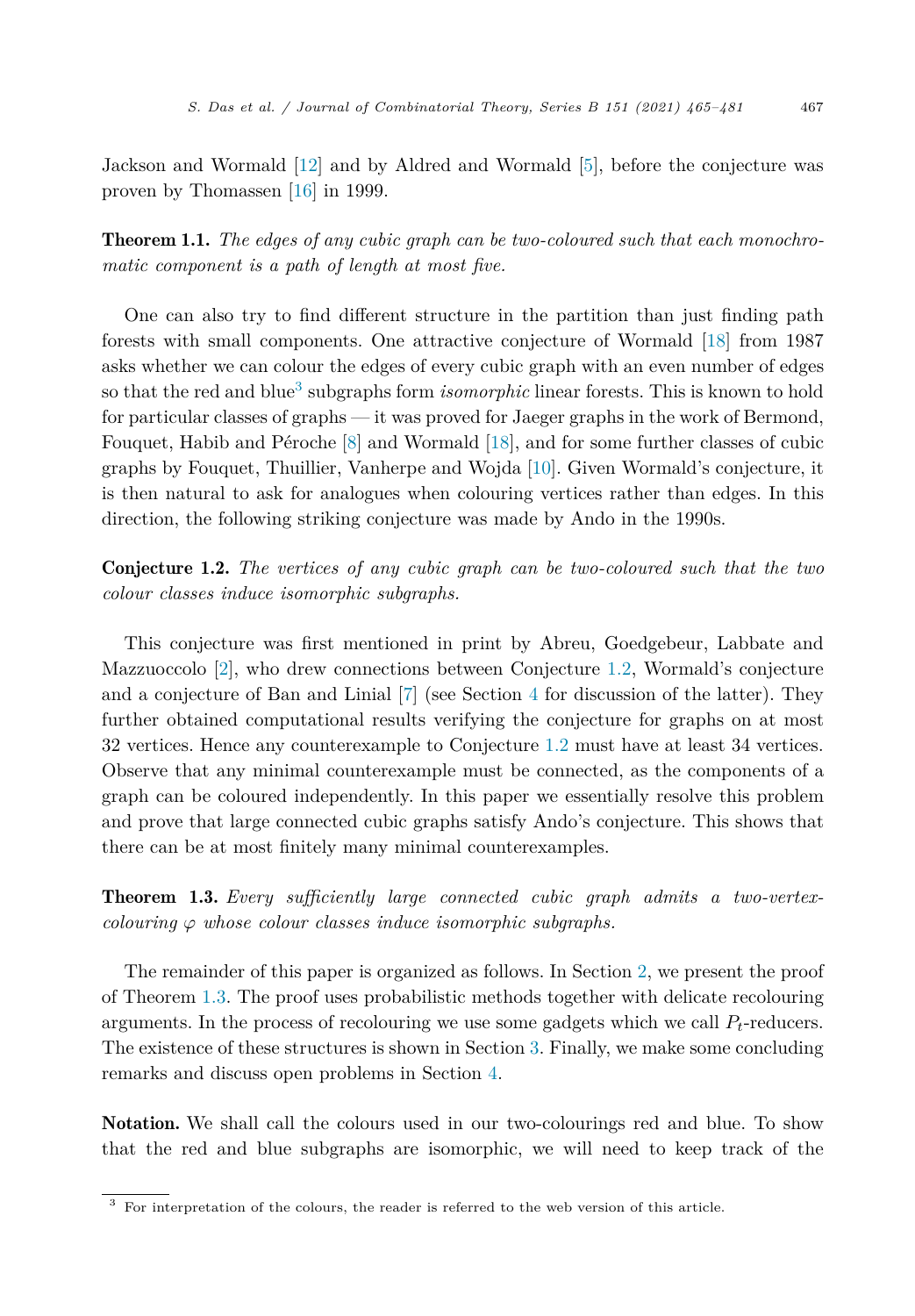Jackson and Wormald [12] and by Aldred and Wormald [5], before the conjecture was proven by Thomassen [16] in 1999.

**Theorem 1.1.** *The edges of any cubic graph can be two-coloured such that each monochromatic component is a path of length at most five.*

One can also try to find different structure in the partition than just finding path forests with small components. One attractive conjecture of Wormald [18] from 1987 asks whether we can colour the edges of every cubic graph with an even number of edges so that the red and blue[3] subgraphs form *isomorphic* linear forests. This is known to hold for particular classes of graphs — it was proved for Jaeger graphs in the work of Bermond, Fouquet, Habib and Péroche [8] and Wormald [18], and for some further classes of cubic graphs by Fouquet, Thuillier, Vanherpe and Wojda [10]. Given Wormald's conjecture, it is then natural to ask for analogues when colouring vertices rather than edges. In this direction, the following striking conjecture was made by Ando in the 1990s.

**Conjecture 1.2.** *The vertices of any cubic graph can be two-coloured such that the two colour classes induce isomorphic subgraphs.*

This conjecture was first mentioned in print by Abreu, Goedgebeur, Labbate and Mazzuoccolo [2], who drew connections between Conjecture 1.2, Wormald's conjecture and a conjecture of Ban and Linial [7] (see Section 4 for discussion of the latter). They further obtained computational results verifying the conjecture for graphs on at most 32 vertices. Hence any counterexample to Conjecture 1.2 must have at least 34 vertices. Observe that any minimal counterexample must be connected, as the components of a graph can be coloured independently. In this paper we essentially resolve this problem and prove that large connected cubic graphs satisfy Ando's conjecture. This shows that there can be at most finitely many minimal counterexamples.

**Theorem 1.3.** *Every sufficiently large connected cubic graph admits a two-vertex-colouring $\varphi$ whose colour classes induce isomorphic subgraphs.*

The remainder of this paper is organized as follows. In Section 2, we present the proof of Theorem 1.3. The proof uses probabilistic methods together with delicate recolouring arguments. In the process of recolouring we use some gadgets which we call $P_t$-reducers. The existence of these structures is shown in Section 3. Finally, we make some concluding remarks and discuss open problems in Section 4.

**Notation.** We shall call the colours used in our two-colourings red and blue. To show that the red and blue subgraphs are isomorphic, we will need to keep track of the

[3] For interpretation of the colours, the reader is referred to the web version of this article.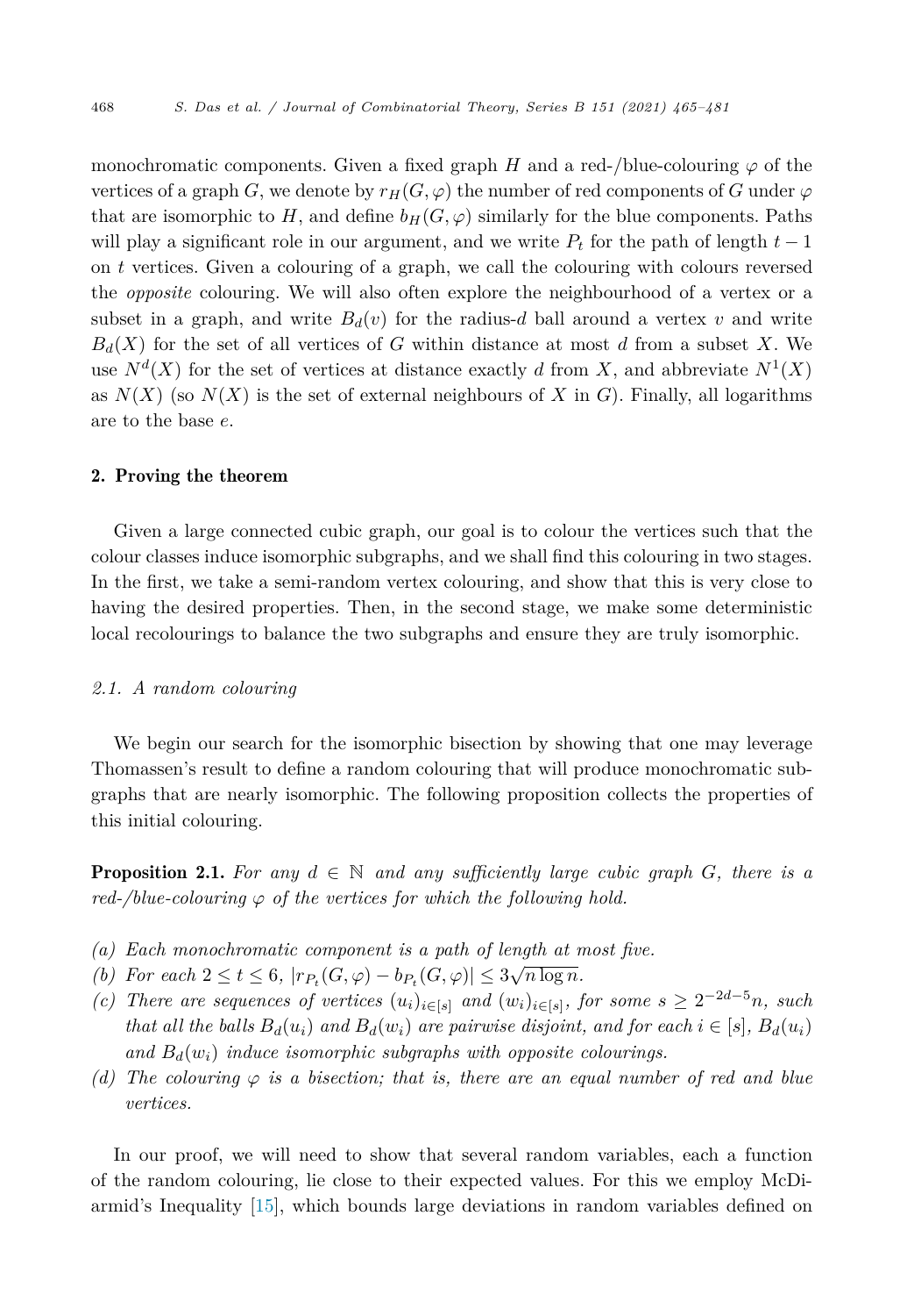monochromatic components. Given a fixed graph $H$ and a red-/blue-colouring $\varphi$ of the vertices of a graph $G$, we denote by $r_H(G, \varphi)$ the number of red components of $G$ under $\varphi$ that are isomorphic to $H$, and define $b_H(G, \varphi)$ similarly for the blue components. Paths will play a significant role in our argument, and we write $P_t$ for the path of length $t - 1$ on $t$ vertices. Given a colouring of a graph, we call the colouring with colours reversed the *opposite* colouring. We will also often explore the neighbourhood of a vertex or a subset in a graph, and write $B_d(v)$ for the radius-$d$ ball around a vertex $v$ and write $B_d(X)$ for the set of all vertices of $G$ within distance at most $d$ from a subset $X$. We use $N^d(X)$ for the set of vertices at distance exactly $d$ from $X$, and abbreviate $N^1(X)$ as $N(X)$ (so $N(X)$ is the set of external neighbours of $X$ in $G$). Finally, all logarithms are to the base $e$.

## 2. Proving the theorem

Given a large connected cubic graph, our goal is to colour the vertices such that the colour classes induce isomorphic subgraphs, and we shall find this colouring in two stages. In the first, we take a semi-random vertex colouring, and show that this is very close to having the desired properties. Then, in the second stage, we make some deterministic local recolourings to balance the two subgraphs and ensure they are truly isomorphic.

### 2.1. A random colouring

We begin our search for the isomorphic bisection by showing that one may leverage Thomassen's result to define a random colouring that will produce monochromatic subgraphs that are nearly isomorphic. The following proposition collects the properties of this initial colouring.

**Proposition 2.1.** *For any $d \in \mathbb{N}$ and any sufficiently large cubic graph $G$, there is a red-/blue-colouring $\varphi$ of the vertices for which the following hold.*

- *(a) Each monochromatic component is a path of length at most five.*
- *(b) For each $2 \leq t \leq 6$, $|r_{P_t}(G, \varphi) - b_{P_t}(G, \varphi)| \leq 3\sqrt{n \log n}$.*
- *(c) There are sequences of vertices $(u_i)_{i \in [s]}$ and $(w_i)_{i \in [s]}$, for some $s \geq 2^{-2d-5}n$, such that all the balls $B_d(u_i)$ and $B_d(w_i)$ are pairwise disjoint, and for each $i \in [s]$, $B_d(u_i)$ and $B_d(w_i)$ induce isomorphic subgraphs with opposite colourings.*
- *(d) The colouring $\varphi$ is a bisection; that is, there are an equal number of red and blue vertices.*

In our proof, we will need to show that several random variables, each a function of the random colouring, lie close to their expected values. For this we employ McDiarmid's Inequality [15], which bounds large deviations in random variables defined on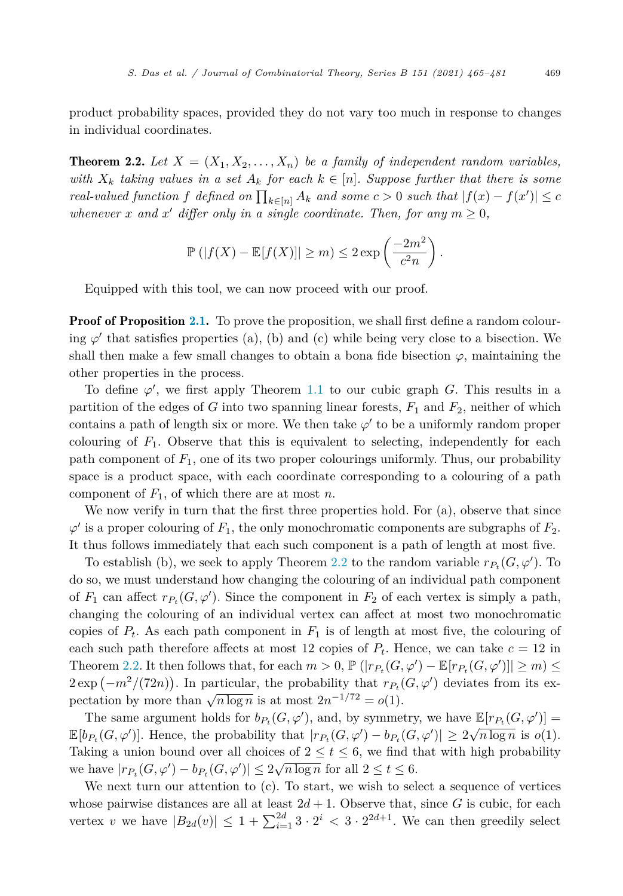product probability spaces, provided they do not vary too much in response to changes in individual coordinates.

**Theorem 2.2.** *Let $X = (X_1, X_2, \ldots, X_n)$ be a family of independent random variables, with $X_k$ taking values in a set $A_k$ for each $k \in [n]$. Suppose further that there is some real-valued function $f$ defined on $\prod_{k\in[n]} A_k$ and some $c > 0$ such that $|f(x) - f(x')| \le c$ whenever $x$ and $x'$ differ only in a single coordinate. Then, for any $m \ge 0$,*

$$\mathbb{P}\left(|f(X) - \mathbb{E}[f(X)]| \ge m\right) \le 2\exp\left(\frac{-2m^2}{c^2 n}\right).$$

Equipped with this tool, we can now proceed with our proof.

**Proof of Proposition 2.1.** To prove the proposition, we shall first define a random colouring $\varphi'$ that satisfies properties (a), (b) and (c) while being very close to a bisection. We shall then make a few small changes to obtain a bona fide bisection $\varphi$, maintaining the other properties in the process.

To define $\varphi'$, we first apply Theorem 1.1 to our cubic graph $G$. This results in a partition of the edges of $G$ into two spanning linear forests, $F_1$ and $F_2$, neither of which contains a path of length six or more. We then take $\varphi'$ to be a uniformly random proper colouring of $F_1$. Observe that this is equivalent to selecting, independently for each path component of $F_1$, one of its two proper colourings uniformly. Thus, our probability space is a product space, with each coordinate corresponding to a colouring of a path component of $F_1$, of which there are at most $n$.

We now verify in turn that the first three properties hold. For (a), observe that since $\varphi'$ is a proper colouring of $F_1$, the only monochromatic components are subgraphs of $F_2$. It thus follows immediately that each such component is a path of length at most five.

To establish (b), we seek to apply Theorem 2.2 to the random variable $r_{P_t}(G, \varphi')$. To do so, we must understand how changing the colouring of an individual path component of $F_1$ can affect $r_{P_t}(G, \varphi')$. Since the component in $F_2$ of each vertex is simply a path, changing the colouring of an individual vertex can affect at most two monochromatic copies of $P_t$. As each path component in $F_1$ is of length at most five, the colouring of each such path therefore affects at most 12 copies of $P_t$. Hence, we can take $c = 12$ in Theorem 2.2. It then follows that, for each $m > 0$, $\mathbb{P}\left(|r_{P_t}(G, \varphi') - \mathbb{E}[r_{P_t}(G, \varphi')]| \ge m\right) \le 2\exp\left(-m^2/(72n)\right)$. In particular, the probability that $r_{P_t}(G, \varphi')$ deviates from its expectation by more than $\sqrt{n \log n}$ is at most $2n^{-1/72} = o(1)$.

The same argument holds for $b_{P_t}(G, \varphi')$, and, by symmetry, we have $\mathbb{E}[r_{P_t}(G, \varphi')] = \mathbb{E}[b_{P_t}(G, \varphi')]$. Hence, the probability that $|r_{P_t}(G, \varphi') - b_{P_t}(G, \varphi')| \ge 2\sqrt{n \log n}$ is $o(1)$. Taking a union bound over all choices of $2 \le t \le 6$, we find that with high probability we have $|r_{P_t}(G, \varphi') - b_{P_t}(G, \varphi')| \le 2\sqrt{n \log n}$ for all $2 \le t \le 6$.

We next turn our attention to (c). To start, we wish to select a sequence of vertices whose pairwise distances are all at least $2d + 1$. Observe that, since $G$ is cubic, for each vertex $v$ we have $|B_{2d}(v)| \le 1 + \sum_{i=1}^{2d} 3 \cdot 2^i < 3 \cdot 2^{2d+1}$. We can then greedily select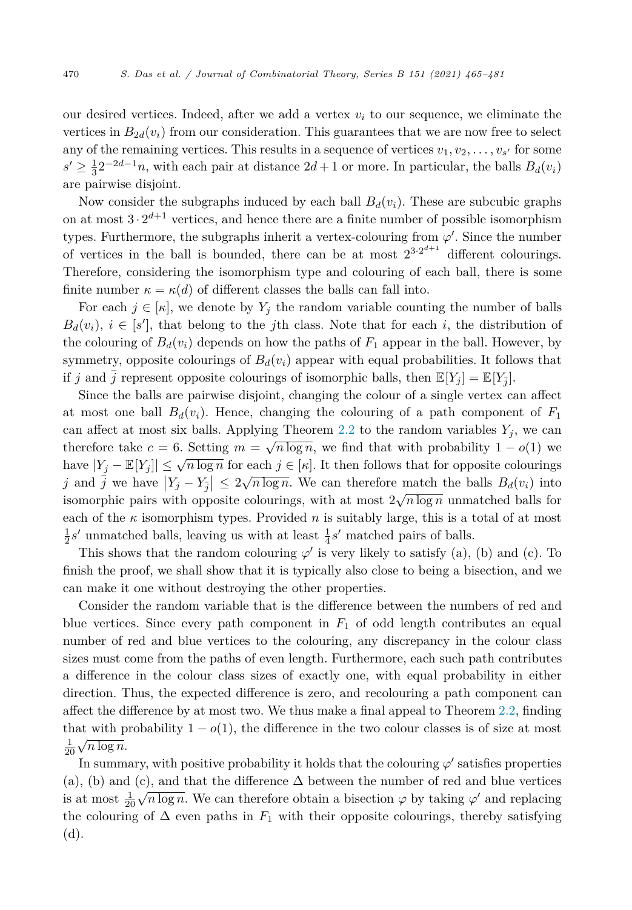our desired vertices. Indeed, after we add a vertex $v_i$ to our sequence, we eliminate the vertices in $B_{2d}(v_i)$ from our consideration. This guarantees that we are now free to select any of the remaining vertices. This results in a sequence of vertices $v_1, v_2, \ldots, v_{s'}$ for some $s' \geq \frac{1}{3}2^{-2d-1}n$, with each pair at distance $2d+1$ or more. In particular, the balls $B_d(v_i)$ are pairwise disjoint.

Now consider the subgraphs induced by each ball $B_d(v_i)$. These are subcubic graphs on at most $3 \cdot 2^{d+1}$ vertices, and hence there are a finite number of possible isomorphism types. Furthermore, the subgraphs inherit a vertex-colouring from $\varphi'$. Since the number of vertices in the ball is bounded, there can be at most $2^{3 \cdot 2^{d+1}}$ different colourings. Therefore, considering the isomorphism type and colouring of each ball, there is some finite number $\kappa = \kappa(d)$ of different classes the balls can fall into.

For each $j \in [\kappa]$, we denote by $Y_j$ the random variable counting the number of balls $B_d(v_i)$, $i \in [s']$, that belong to the $j$th class. Note that for each $i$, the distribution of the colouring of $B_d(v_i)$ depends on how the paths of $F_1$ appear in the ball. However, by symmetry, opposite colourings of $B_d(v_i)$ appear with equal probabilities. It follows that if $j$ and $\bar{j}$ represent opposite colourings of isomorphic balls, then $\mathbb{E}[Y_j] = \mathbb{E}[Y_{\bar{j}}]$.

Since the balls are pairwise disjoint, changing the colour of a single vertex can affect at most one ball $B_d(v_i)$. Hence, changing the colouring of a path component of $F_1$ can affect at most six balls. Applying Theorem 2.2 to the random variables $Y_j$, we can therefore take $c = 6$. Setting $m = \sqrt{n \log n}$, we find that with probability $1 - o(1)$ we have $|Y_j - \mathbb{E}[Y_j]| \leq \sqrt{n \log n}$ for each $j \in [\kappa]$. It then follows that for opposite colourings $j$ and $\bar{j}$ we have $\left|Y_j - Y_{\bar{j}}\right| \leq 2\sqrt{n \log n}$. We can therefore match the balls $B_d(v_i)$ into isomorphic pairs with opposite colourings, with at most $2\sqrt{n \log n}$ unmatched balls for each of the $\kappa$ isomorphism types. Provided $n$ is suitably large, this is a total of at most $\frac{1}{2}s'$ unmatched balls, leaving us with at least $\frac{1}{4}s'$ matched pairs of balls.

This shows that the random colouring $\varphi'$ is very likely to satisfy (a), (b) and (c). To finish the proof, we shall show that it is typically also close to being a bisection, and we can make it one without destroying the other properties.

Consider the random variable that is the difference between the numbers of red and blue vertices. Since every path component in $F_1$ of odd length contributes an equal number of red and blue vertices to the colouring, any discrepancy in the colour class sizes must come from the paths of even length. Furthermore, each such path contributes a difference in the colour class sizes of exactly one, with equal probability in either direction. Thus, the expected difference is zero, and recolouring a path component can affect the difference by at most two. We thus make a final appeal to Theorem 2.2, finding that with probability $1 - o(1)$, the difference in the two colour classes is of size at most $\frac{1}{20}\sqrt{n \log n}$.

In summary, with positive probability it holds that the colouring $\varphi'$ satisfies properties (a), (b) and (c), and that the difference $\Delta$ between the number of red and blue vertices is at most $\frac{1}{20}\sqrt{n \log n}$. We can therefore obtain a bisection $\varphi$ by taking $\varphi'$ and replacing the colouring of $\Delta$ even paths in $F_1$ with their opposite colourings, thereby satisfying (d).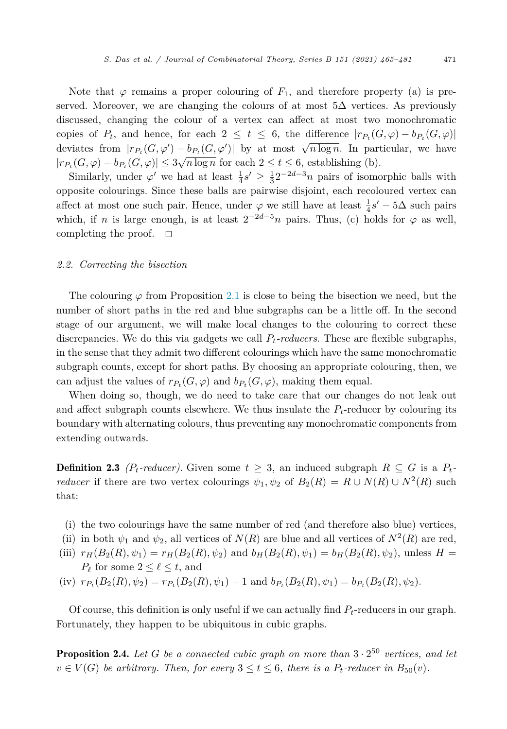Note that $\varphi$ remains a proper colouring of $F_1$, and therefore property (a) is preserved. Moreover, we are changing the colours of at most $5\Delta$ vertices. As previously discussed, changing the colour of a vertex can affect at most two monochromatic copies of $P_t$, and hence, for each $2 \leq t \leq 6$, the difference $|r_{P_t}(G, \varphi) - b_{P_t}(G, \varphi)|$ deviates from $|r_{P_t}(G, \varphi') - b_{P_t}(G, \varphi')|$ by at most $\sqrt{n \log n}$. In particular, we have $|r_{P_t}(G, \varphi) - b_{P_t}(G, \varphi)| \leq 3\sqrt{n \log n}$ for each $2 \leq t \leq 6$, establishing (b).

Similarly, under $\varphi'$ we had at least $\frac{1}{4}s' \geq \frac{1}{3}2^{-2d-3}n$ pairs of isomorphic balls with opposite colourings. Since these balls are pairwise disjoint, each recoloured vertex can affect at most one such pair. Hence, under $\varphi$ we still have at least $\frac{1}{4}s' - 5\Delta$ such pairs which, if $n$ is large enough, is at least $2^{-2d-5}n$ pairs. Thus, (c) holds for $\varphi$ as well, completing the proof. $\square$

### 2.2. Correcting the bisection

The colouring $\varphi$ from Proposition 2.1 is close to being the bisection we need, but the number of short paths in the red and blue subgraphs can be a little off. In the second stage of our argument, we will make local changes to the colouring to correct these discrepancies. We do this via gadgets we call *$P_t$-reducers*. These are flexible subgraphs, in the sense that they admit two different colourings which have the same monochromatic subgraph counts, except for short paths. By choosing an appropriate colouring, then, we can adjust the values of $r_{P_t}(G, \varphi)$ and $b_{P_t}(G, \varphi)$, making them equal.

When doing so, though, we do need to take care that our changes do not leak out and affect subgraph counts elsewhere. We thus insulate the $P_t$-reducer by colouring its boundary with alternating colours, thus preventing any monochromatic components from extending outwards.

**Definition 2.3** *($P_t$-reducer).* Given some $t \geq 3$, an induced subgraph $R \subseteq G$ is a *$P_t$-reducer* if there are two vertex colourings $\psi_1, \psi_2$ of $B_2(R) = R \cup N(R) \cup N^2(R)$ such that:

- (i) the two colourings have the same number of red (and therefore also blue) vertices,
- (ii) in both $\psi_1$ and $\psi_2$, all vertices of $N(R)$ are blue and all vertices of $N^2(R)$ are red,
- (iii) $r_H(B_2(R), \psi_1) = r_H(B_2(R), \psi_2)$ and $b_H(B_2(R), \psi_1) = b_H(B_2(R), \psi_2)$, unless $H = P_\ell$ for some $2 \leq \ell \leq t$, and
- (iv) $r_{P_t}(B_2(R), \psi_2) = r_{P_t}(B_2(R), \psi_1) - 1$ and $b_{P_t}(B_2(R), \psi_1) = b_{P_t}(B_2(R), \psi_2)$.

Of course, this definition is only useful if we can actually find $P_t$-reducers in our graph. Fortunately, they happen to be ubiquitous in cubic graphs.

**Proposition 2.4.** *Let $G$ be a connected cubic graph on more than $3 \cdot 2^{50}$ vertices, and let $v \in V(G)$ be arbitrary. Then, for every $3 \leq t \leq 6$, there is a $P_t$-reducer in $B_{50}(v)$.*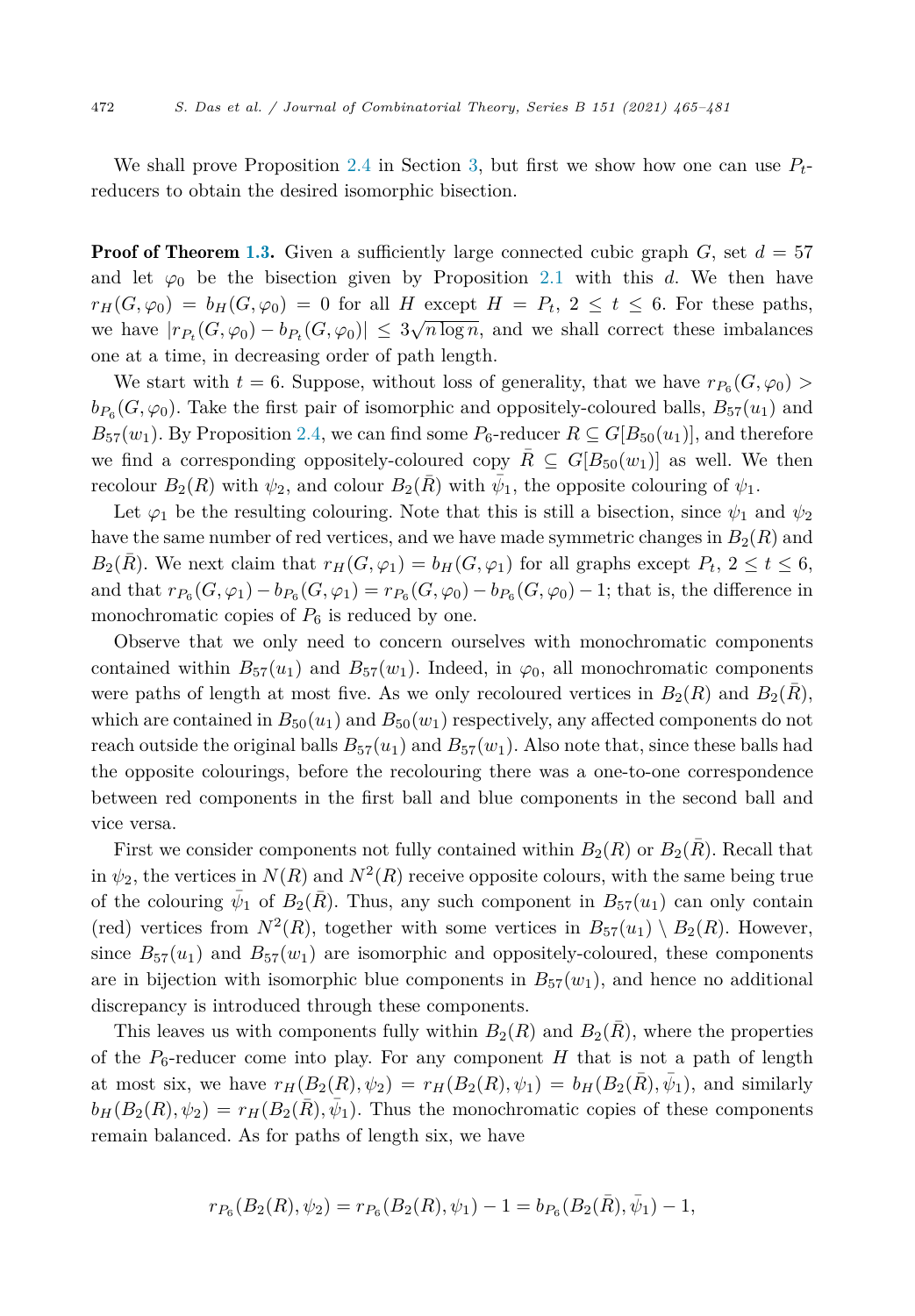We shall prove Proposition 2.4 in Section 3, but first we show how one can use $P_t$-reducers to obtain the desired isomorphic bisection.

**Proof of Theorem 1.3.** Given a sufficiently large connected cubic graph $G$, set $d = 57$ and let $\varphi_0$ be the bisection given by Proposition 2.1 with this $d$. We then have $r_H(G, \varphi_0) = b_H(G, \varphi_0) = 0$ for all $H$ except $H = P_t$, $2 \leq t \leq 6$. For these paths, we have $|r_{P_t}(G, \varphi_0) - b_{P_t}(G, \varphi_0)| \leq 3\sqrt{n \log n}$, and we shall correct these imbalances one at a time, in decreasing order of path length.

We start with $t = 6$. Suppose, without loss of generality, that we have $r_{P_6}(G, \varphi_0) > b_{P_6}(G, \varphi_0)$. Take the first pair of isomorphic and oppositely-coloured balls, $B_{57}(u_1)$ and $B_{57}(w_1)$. By Proposition 2.4, we can find some $P_6$-reducer $R \subseteq G[B_{50}(u_1)]$, and therefore we find a corresponding oppositely-coloured copy $\bar{R} \subseteq G[B_{50}(w_1)]$ as well. We then recolour $B_2(R)$ with $\psi_2$, and colour $B_2(\bar{R})$ with $\bar{\psi}_1$, the opposite colouring of $\psi_1$.

Let $\varphi_1$ be the resulting colouring. Note that this is still a bisection, since $\psi_1$ and $\psi_2$ have the same number of red vertices, and we have made symmetric changes in $B_2(R)$ and $B_2(\bar{R})$. We next claim that $r_H(G, \varphi_1) = b_H(G, \varphi_1)$ for all graphs except $P_t$, $2 \leq t \leq 6$, and that $r_{P_6}(G, \varphi_1) - b_{P_6}(G, \varphi_1) = r_{P_6}(G, \varphi_0) - b_{P_6}(G, \varphi_0) - 1$; that is, the difference in monochromatic copies of $P_6$ is reduced by one.

Observe that we only need to concern ourselves with monochromatic components contained within $B_{57}(u_1)$ and $B_{57}(w_1)$. Indeed, in $\varphi_0$, all monochromatic components were paths of length at most five. As we only recoloured vertices in $B_2(R)$ and $B_2(\bar{R})$, which are contained in $B_{50}(u_1)$ and $B_{50}(w_1)$ respectively, any affected components do not reach outside the original balls $B_{57}(u_1)$ and $B_{57}(w_1)$. Also note that, since these balls had the opposite colourings, before the recolouring there was a one-to-one correspondence between red components in the first ball and blue components in the second ball and vice versa.

First we consider components not fully contained within $B_2(R)$ or $B_2(\bar{R})$. Recall that in $\psi_2$, the vertices in $N(R)$ and $N^2(R)$ receive opposite colours, with the same being true of the colouring $\bar{\psi}_1$ of $B_2(\bar{R})$. Thus, any such component in $B_{57}(u_1)$ can only contain (red) vertices from $N^2(R)$, together with some vertices in $B_{57}(u_1) \setminus B_2(R)$. However, since $B_{57}(u_1)$ and $B_{57}(w_1)$ are isomorphic and oppositely-coloured, these components are in bijection with isomorphic blue components in $B_{57}(w_1)$, and hence no additional discrepancy is introduced through these components.

This leaves us with components fully within $B_2(R)$ and $B_2(\bar{R})$, where the properties of the $P_6$-reducer come into play. For any component $H$ that is not a path of length at most six, we have $r_H(B_2(R), \psi_2) = r_H(B_2(R), \psi_1) = b_H(B_2(\bar{R}), \bar{\psi}_1)$, and similarly $b_H(B_2(R), \psi_2) = r_H(B_2(\bar{R}), \bar{\psi}_1)$. Thus the monochromatic copies of these components remain balanced. As for paths of length six, we have

$$r_{P_6}(B_2(R), \psi_2) = r_{P_6}(B_2(R), \psi_1) - 1 = b_{P_6}(B_2(\bar{R}), \bar{\psi}_1) - 1,$$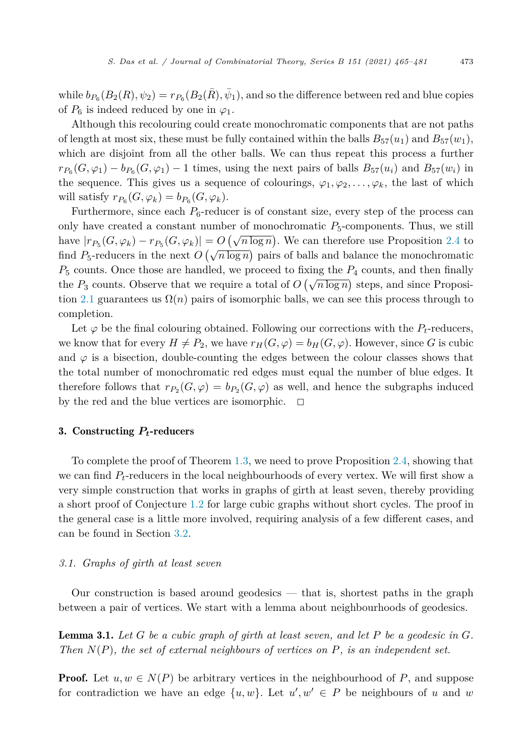while $b_{P_6}(B_2(R), \psi_2) = r_{P_6}(B_2(\bar{R}), \bar{\psi}_1)$, and so the difference between red and blue copies of $P_6$ is indeed reduced by one in $\varphi_1$.

Although this recolouring could create monochromatic components that are not paths of length at most six, these must be fully contained within the balls $B_{57}(u_1)$ and $B_{57}(w_1)$, which are disjoint from all the other balls. We can thus repeat this process a further $r_{P_6}(G, \varphi_1) - b_{P_6}(G, \varphi_1) - 1$ times, using the next pairs of balls $B_{57}(u_i)$ and $B_{57}(w_i)$ in the sequence. This gives us a sequence of colourings, $\varphi_1, \varphi_2, \ldots, \varphi_k$, the last of which will satisfy $r_{P_6}(G, \varphi_k) = b_{P_6}(G, \varphi_k)$.

Furthermore, since each $P_6$-reducer is of constant size, every step of the process can only have created a constant number of monochromatic $P_5$-components. Thus, we still have $|r_{P_5}(G, \varphi_k) - r_{P_5}(G, \varphi_k)| = O\left(\sqrt{n \log n}\right)$. We can therefore use Proposition 2.4 to find $P_5$-reducers in the next $O\left(\sqrt{n \log n}\right)$ pairs of balls and balance the monochromatic $P_5$ counts. Once those are handled, we proceed to fixing the $P_4$ counts, and then finally the $P_3$ counts. Observe that we require a total of $O\left(\sqrt{n \log n}\right)$ steps, and since Proposition 2.1 guarantees us $\Omega(n)$ pairs of isomorphic balls, we can see this process through to completion.

Let $\varphi$ be the final colouring obtained. Following our corrections with the $P_t$-reducers, we know that for every $H \neq P_2$, we have $r_H(G, \varphi) = b_H(G, \varphi)$. However, since $G$ is cubic and $\varphi$ is a bisection, double-counting the edges between the colour classes shows that the total number of monochromatic red edges must equal the number of blue edges. It therefore follows that $r_{P_2}(G, \varphi) = b_{P_2}(G, \varphi)$ as well, and hence the subgraphs induced by the red and the blue vertices are isomorphic. $\square$

## 3. Constructing $P_t$-reducers

To complete the proof of Theorem 1.3, we need to prove Proposition 2.4, showing that we can find $P_t$-reducers in the local neighbourhoods of every vertex. We will first show a very simple construction that works in graphs of girth at least seven, thereby providing a short proof of Conjecture 1.2 for large cubic graphs without short cycles. The proof in the general case is a little more involved, requiring analysis of a few different cases, and can be found in Section 3.2.

### *3.1. Graphs of girth at least seven*

Our construction is based around geodesics — that is, shortest paths in the graph between a pair of vertices. We start with a lemma about neighbourhoods of geodesics.

**Lemma 3.1.** *Let $G$ be a cubic graph of girth at least seven, and let $P$ be a geodesic in $G$. Then $N(P)$, the set of external neighbours of vertices on $P$, is an independent set.*

**Proof.** Let $u, w \in N(P)$ be arbitrary vertices in the neighbourhood of $P$, and suppose for contradiction we have an edge $\{u, w\}$. Let $u', w' \in P$ be neighbours of $u$ and $w$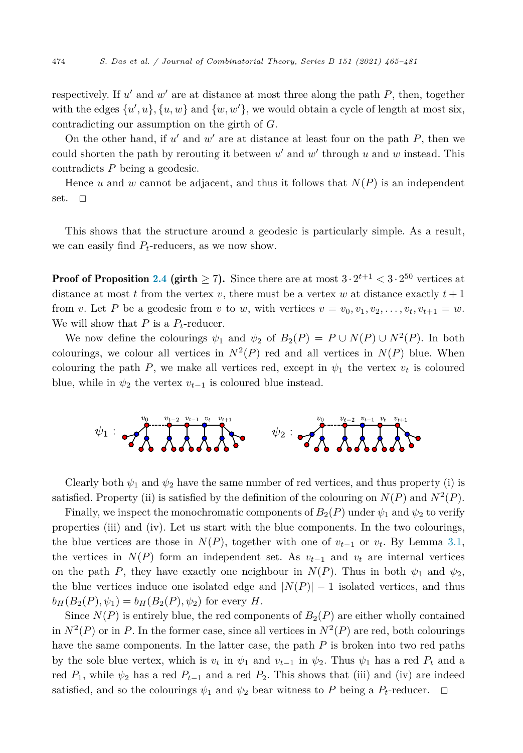respectively. If $u'$ and $w'$ are at distance at most three along the path $P$, then, together with the edges $\{u', u\}$, $\{u, w\}$ and $\{w, w'\}$, we would obtain a cycle of length at most six, contradicting our assumption on the girth of $G$.

On the other hand, if $u'$ and $w'$ are at distance at least four on the path $P$, then we could shorten the path by rerouting it between $u'$ and $w'$ through $u$ and $w$ instead. This contradicts $P$ being a geodesic.

Hence $u$ and $w$ cannot be adjacent, and thus it follows that $N(P)$ is an independent set. $\square$

This shows that the structure around a geodesic is particularly simple. As a result, we can easily find $P_t$-reducers, as we now show.

**Proof of Proposition 2.4 (girth $\geq 7$).** Since there are at most $3 \cdot 2^{t+1} < 3 \cdot 2^{50}$ vertices at distance at most $t$ from the vertex $v$, there must be a vertex $w$ at distance exactly $t+1$ from $v$. Let $P$ be a geodesic from $v$ to $w$, with vertices $v = v_0, v_1, v_2, \ldots, v_t, v_{t+1} = w$. We will show that $P$ is a $P_t$-reducer.

We now define the colourings $\psi_1$ and $\psi_2$ of $B_2(P) = P \cup N(P) \cup N^2(P)$. In both colourings, we colour all vertices in $N^2(P)$ red and all vertices in $N(P)$ blue. When colouring the path $P$, we make all vertices red, except in $\psi_1$ the vertex $v_t$ is coloured blue, while in $\psi_2$ the vertex $v_{t-1}$ is coloured blue instead.

Clearly both $\psi_1$ and $\psi_2$ have the same number of red vertices, and thus property (i) is satisfied. Property (ii) is satisfied by the definition of the colouring on $N(P)$ and $N^2(P)$.

Finally, we inspect the monochromatic components of $B_2(P)$ under $\psi_1$ and $\psi_2$ to verify properties (iii) and (iv). Let us start with the blue components. In the two colourings, the blue vertices are those in $N(P)$, together with one of $v_{t-1}$ or $v_t$. By Lemma 3.1, the vertices in $N(P)$ form an independent set. As $v_{t-1}$ and $v_t$ are internal vertices on the path $P$, they have exactly one neighbour in $N(P)$. Thus in both $\psi_1$ and $\psi_2$, the blue vertices induce one isolated edge and $|N(P)| - 1$ isolated vertices, and thus $b_H(B_2(P), \psi_1) = b_H(B_2(P), \psi_2)$ for every $H$.

Since $N(P)$ is entirely blue, the red components of $B_2(P)$ are either wholly contained in $N^2(P)$ or in $P$. In the former case, since all vertices in $N^2(P)$ are red, both colourings have the same components. In the latter case, the path $P$ is broken into two red paths by the sole blue vertex, which is $v_t$ in $\psi_1$ and $v_{t-1}$ in $\psi_2$. Thus $\psi_1$ has a red $P_t$ and a red $P_1$, while $\psi_2$ has a red $P_{t-1}$ and a red $P_2$. This shows that (iii) and (iv) are indeed satisfied, and so the colourings $\psi_1$ and $\psi_2$ bear witness to $P$ being a $P_t$-reducer. $\square$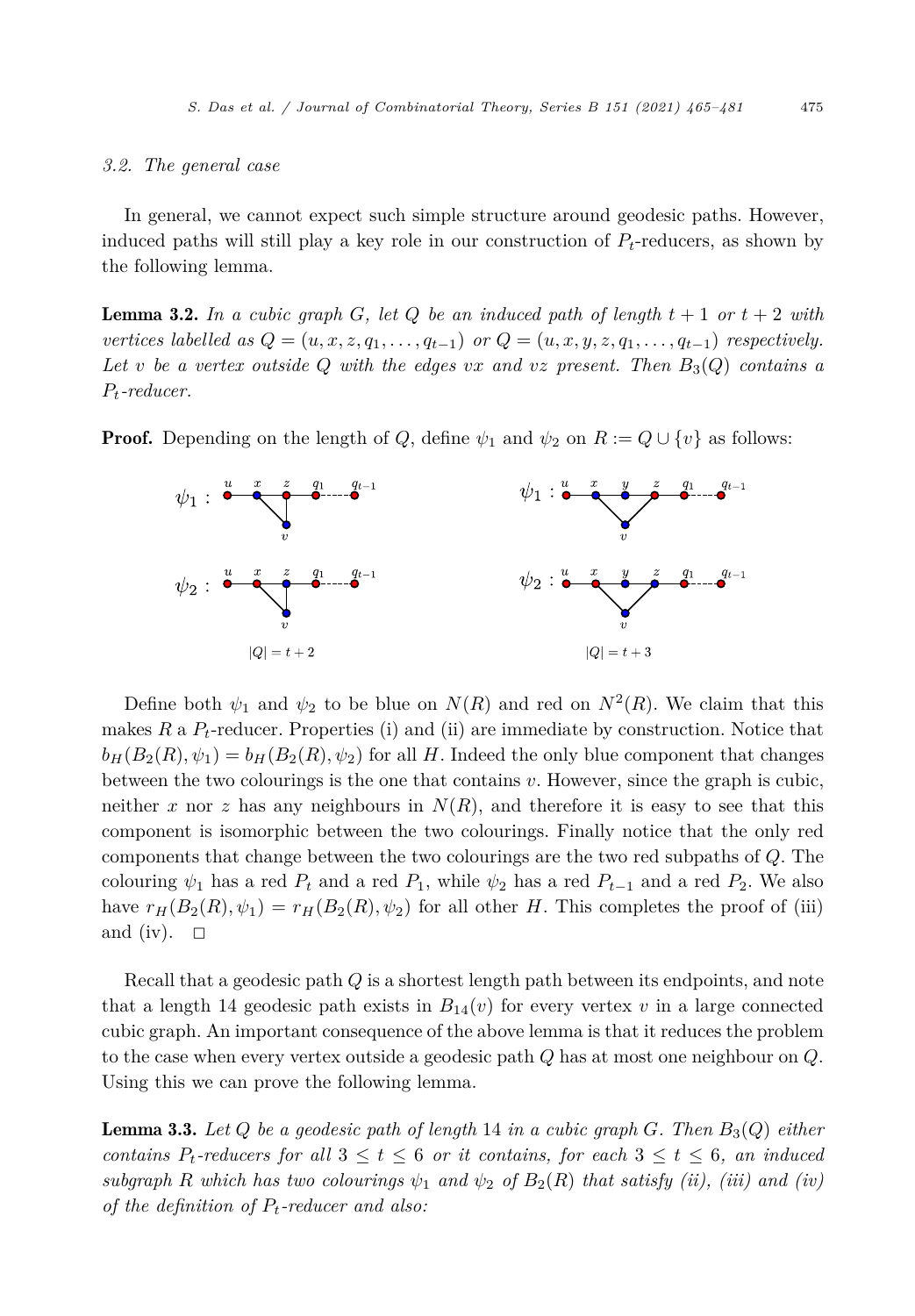### 3.2. The general case

In general, we cannot expect such simple structure around geodesic paths. However, induced paths will still play a key role in our construction of $P_t$-reducers, as shown by the following lemma.

**Lemma 3.2.** *In a cubic graph $G$, let $Q$ be an induced path of length $t+1$ or $t+2$ with vertices labelled as $Q = (u, x, z, q_1, \ldots, q_{t-1})$ or $Q = (u, x, y, z, q_1, \ldots, q_{t-1})$ respectively. Let $v$ be a vertex outside $Q$ with the edges $vx$ and $vz$ present. Then $B_3(Q)$ contains a $P_t$-reducer.*

**Proof.** Depending on the length of $Q$, define $\psi_1$ and $\psi_2$ on $R := Q \cup \{v\}$ as follows:

$|Q| = t+2$ $\qquad\qquad$ $|Q| = t+3$

Define both $\psi_1$ and $\psi_2$ to be blue on $N(R)$ and red on $N^2(R)$. We claim that this makes $R$ a $P_t$-reducer. Properties (i) and (ii) are immediate by construction. Notice that $b_H(B_2(R), \psi_1) = b_H(B_2(R), \psi_2)$ for all $H$. Indeed the only blue component that changes between the two colourings is the one that contains $v$. However, since the graph is cubic, neither $x$ nor $z$ has any neighbours in $N(R)$, and therefore it is easy to see that this component is isomorphic between the two colourings. Finally notice that the only red components that change between the two colourings are the two red subpaths of $Q$. The colouring $\psi_1$ has a red $P_t$ and a red $P_1$, while $\psi_2$ has a red $P_{t-1}$ and a red $P_2$. We also have $r_H(B_2(R), \psi_1) = r_H(B_2(R), \psi_2)$ for all other $H$. This completes the proof of (iii) and (iv). $\square$

Recall that a geodesic path $Q$ is a shortest length path between its endpoints, and note that a length 14 geodesic path exists in $B_{14}(v)$ for every vertex $v$ in a large connected cubic graph. An important consequence of the above lemma is that it reduces the problem to the case when every vertex outside a geodesic path $Q$ has at most one neighbour on $Q$. Using this we can prove the following lemma.

**Lemma 3.3.** *Let $Q$ be a geodesic path of length 14 in a cubic graph $G$. Then $B_3(Q)$ either contains $P_t$-reducers for all $3 \le t \le 6$ or it contains, for each $3 \le t \le 6$, an induced subgraph $R$ which has two colourings $\psi_1$ and $\psi_2$ of $B_2(R)$ that satisfy (ii), (iii) and (iv) of the definition of $P_t$-reducer and also:*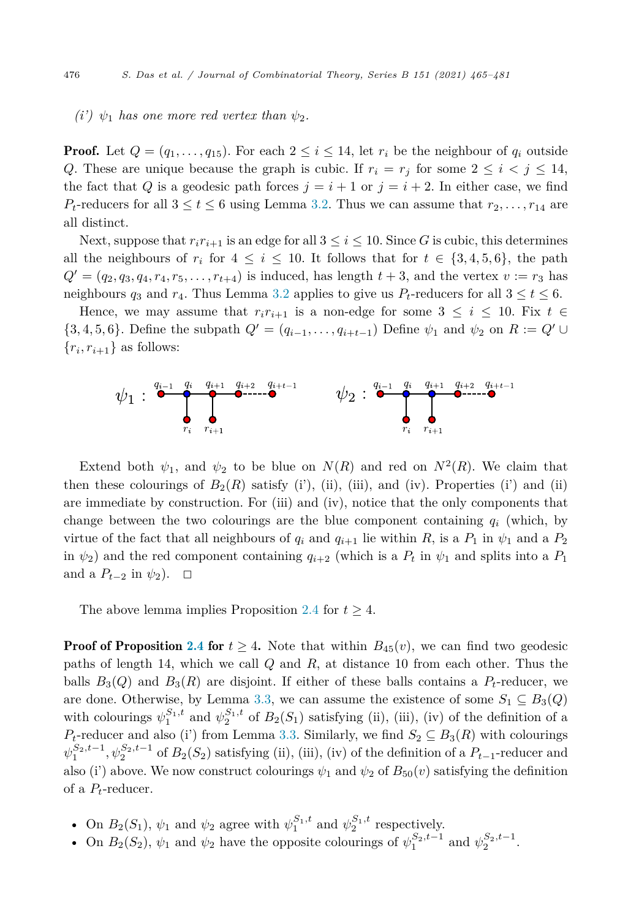*(i') $\psi_1$ has one more red vertex than $\psi_2$.*

**Proof.** Let $Q = (q_1, \dots, q_{15})$. For each $2 \le i \le 14$, let $r_i$ be the neighbour of $q_i$ outside $Q$. These are unique because the graph is cubic. If $r_i = r_j$ for some $2 \le i < j \le 14$, the fact that $Q$ is a geodesic path forces $j = i+1$ or $j = i+2$. In either case, we find $P_t$-reducers for all $3 \le t \le 6$ using Lemma 3.2. Thus we can assume that $r_2, \dots, r_{14}$ are all distinct.

Next, suppose that $r_i r_{i+1}$ is an edge for all $3 \le i \le 10$. Since $G$ is cubic, this determines all the neighbours of $r_i$ for $4 \le i \le 10$. It follows that for $t \in \{3, 4, 5, 6\}$, the path $Q' = (q_2, q_3, q_4, r_4, r_5, \dots, r_{t+4})$ is induced, has length $t+3$, and the vertex $v := r_3$ has neighbours $q_3$ and $r_4$. Thus Lemma 3.2 applies to give us $P_t$-reducers for all $3 \le t \le 6$.

Hence, we may assume that $r_i r_{i+1}$ is a non-edge for some $3 \le i \le 10$. Fix $t \in \{3, 4, 5, 6\}$. Define the subpath $Q' = (q_{i-1}, \dots, q_{i+t-1})$ Define $\psi_1$ and $\psi_2$ on $R := Q' \cup \{r_i, r_{i+1}\}$ as follows:

$\psi_1$ : $q_{i-1}$, $q_i$, $q_{i+1}$, $q_{i+2}$, $q_{i+t-1}$, $r_i$, $r_{i+1}$ $\qquad$ $\psi_2$ : $q_{i-1}$, $q_i$, $q_{i+1}$, $q_{i+2}$, $q_{i+t-1}$, $r_i$, $r_{i+1}$

Extend both $\psi_1$, and $\psi_2$ to be blue on $N(R)$ and red on $N^2(R)$. We claim that then these colourings of $B_2(R)$ satisfy (i'), (ii), (iii), and (iv). Properties (i') and (ii) are immediate by construction. For (iii) and (iv), notice that the only components that change between the two colourings are the blue component containing $q_i$ (which, by virtue of the fact that all neighbours of $q_i$ and $q_{i+1}$ lie within $R$, is a $P_1$ in $\psi_1$ and a $P_2$ in $\psi_2$) and the red component containing $q_{i+2}$ (which is a $P_t$ in $\psi_1$ and splits into a $P_1$ and a $P_{t-2}$ in $\psi_2$). $\square$

The above lemma implies Proposition 2.4 for $t \ge 4$.

**Proof of Proposition 2.4 for** $t \ge 4$**.** Note that within $B_{45}(v)$, we can find two geodesic paths of length 14, which we call $Q$ and $R$, at distance 10 from each other. Thus the balls $B_3(Q)$ and $B_3(R)$ are disjoint. If either of these balls contains a $P_t$-reducer, we are done. Otherwise, by Lemma 3.3, we can assume the existence of some $S_1 \subseteq B_3(Q)$ with colourings $\psi_1^{S_1,t}$ and $\psi_2^{S_1,t}$ of $B_2(S_1)$ satisfying (ii), (iii), (iv) of the definition of a $P_t$-reducer and also (i') from Lemma 3.3. Similarly, we find $S_2 \subseteq B_3(R)$ with colourings $\psi_1^{S_2,t-1}, \psi_2^{S_2,t-1}$ of $B_2(S_2)$ satisfying (ii), (iii), (iv) of the definition of a $P_{t-1}$-reducer and also (i') above. We now construct colourings $\psi_1$ and $\psi_2$ of $B_{50}(v)$ satisfying the definition of a $P_t$-reducer.

- On $B_2(S_1)$, $\psi_1$ and $\psi_2$ agree with $\psi_1^{S_1,t}$ and $\psi_2^{S_1,t}$ respectively.
- On $B_2(S_2)$, $\psi_1$ and $\psi_2$ have the opposite colourings of $\psi_1^{S_2,t-1}$ and $\psi_2^{S_2,t-1}$.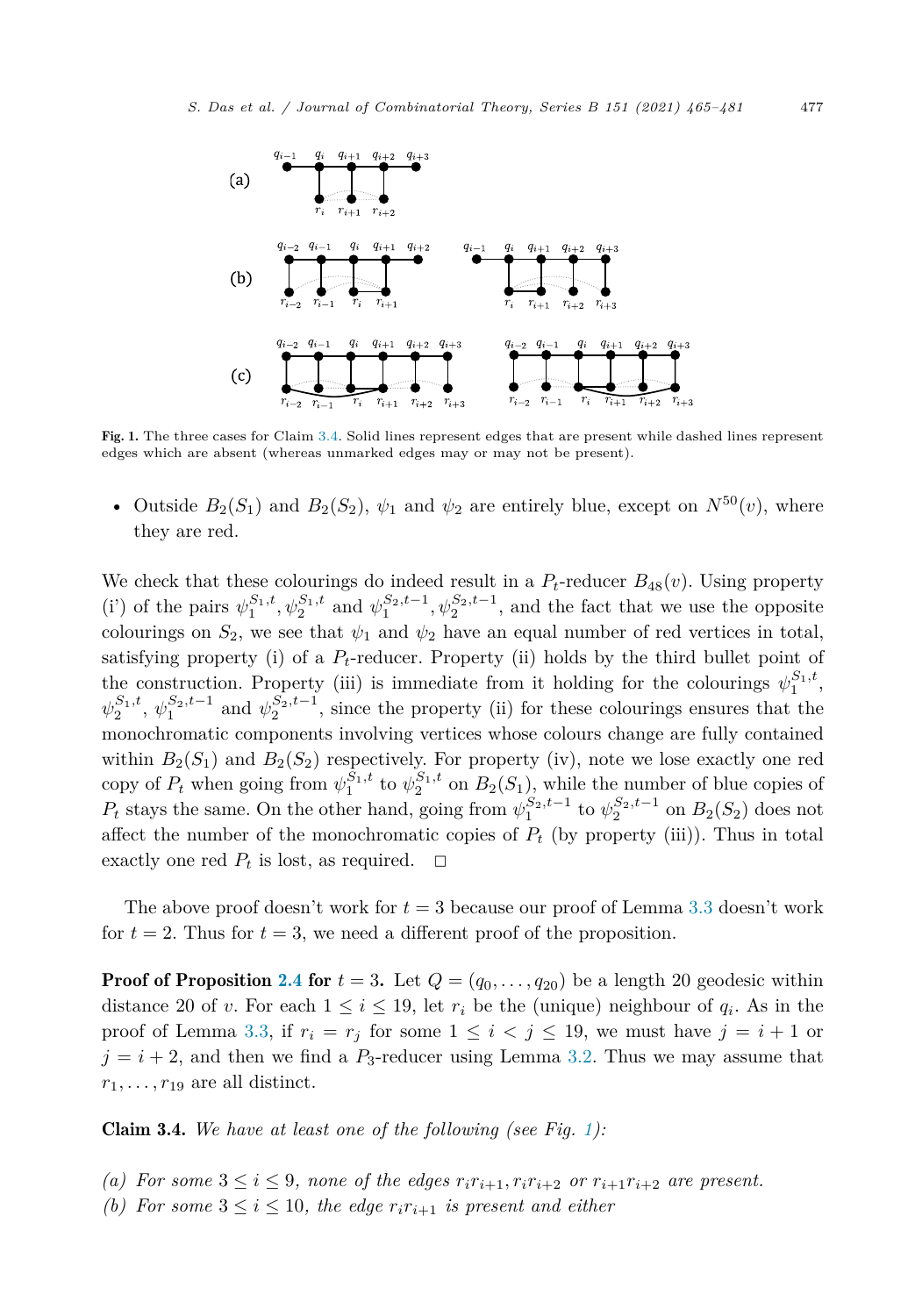Fig. 1. The three cases for Claim 3.4. Solid lines represent edges that are present while dashed lines represent edges which are absent (whereas unmarked edges may or may not be present).

- Outside $B_2(S_1)$ and $B_2(S_2)$, $\psi_1$ and $\psi_2$ are entirely blue, except on $N^{50}(v)$, where they are red.

We check that these colourings do indeed result in a $P_t$-reducer $B_{48}(v)$. Using property (i') of the pairs $\psi_1^{S_1,t}, \psi_2^{S_1,t}$ and $\psi_1^{S_2,t-1}, \psi_2^{S_2,t-1}$, and the fact that we use the opposite colourings on $S_2$, we see that $\psi_1$ and $\psi_2$ have an equal number of red vertices in total, satisfying property (i) of a $P_t$-reducer. Property (ii) holds by the third bullet point of the construction. Property (iii) is immediate from it holding for the colourings $\psi_1^{S_1,t}$, $\psi_2^{S_1,t}$, $\psi_1^{S_2,t-1}$ and $\psi_2^{S_2,t-1}$, since the property (ii) for these colourings ensures that the monochromatic components involving vertices whose colours change are fully contained within $B_2(S_1)$ and $B_2(S_2)$ respectively. For property (iv), note we lose exactly one red copy of $P_t$ when going from $\psi_1^{S_1,t}$ to $\psi_2^{S_1,t}$ on $B_2(S_1)$, while the number of blue copies of $P_t$ stays the same. On the other hand, going from $\psi_1^{S_2,t-1}$ to $\psi_2^{S_2,t-1}$ on $B_2(S_2)$ does not affect the number of the monochromatic copies of $P_t$ (by property (iii)). Thus in total exactly one red $P_t$ is lost, as required. □

The above proof doesn't work for $t = 3$ because our proof of Lemma 3.3 doesn't work for $t = 2$. Thus for $t = 3$, we need a different proof of the proposition.

**Proof of Proposition 2.4 for** $t = 3$**.** Let $Q = (q_0, \ldots, q_{20})$ be a length 20 geodesic within distance 20 of $v$. For each $1 \leq i \leq 19$, let $r_i$ be the (unique) neighbour of $q_i$. As in the proof of Lemma 3.3, if $r_i = r_j$ for some $1 \leq i < j \leq 19$, we must have $j = i + 1$ or $j = i + 2$, and then we find a $P_3$-reducer using Lemma 3.2. Thus we may assume that $r_1, \ldots, r_{19}$ are all distinct.

**Claim 3.4.** *We have at least one of the following (see Fig. 1):*

*(a) For some $3 \leq i \leq 9$, none of the edges $r_i r_{i+1}, r_i r_{i+2}$ or $r_{i+1} r_{i+2}$ are present.*
*(b) For some $3 \leq i \leq 10$, the edge $r_i r_{i+1}$ is present and either*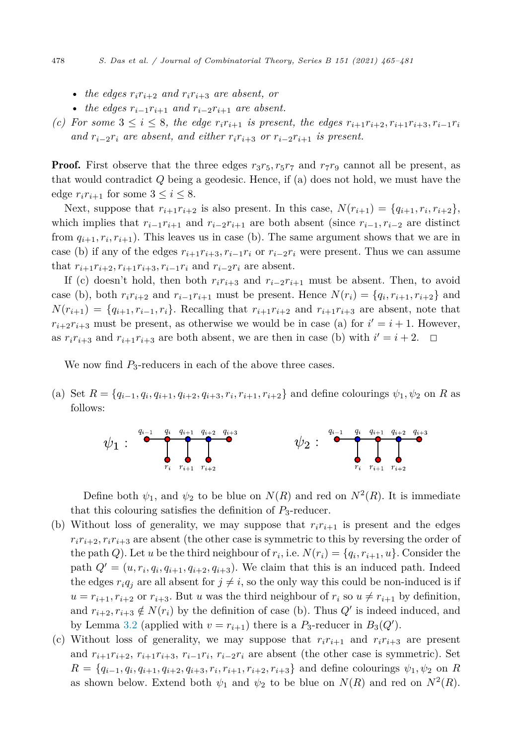- *the edges $r_i r_{i+2}$ and $r_i r_{i+3}$ are absent, or*
- *the edges $r_{i-1} r_{i+1}$ and $r_{i-2} r_{i+1}$ are absent.*

*(c) For some $3 \leq i \leq 8$, the edge $r_i r_{i+1}$ is present, the edges $r_{i+1}r_{i+2}, r_{i+1}r_{i+3}, r_{i-1}r_i$ and $r_{i-2}r_i$ are absent, and either $r_i r_{i+3}$ or $r_{i-2}r_{i+1}$ is present.*

**Proof.** First observe that the three edges $r_3r_5, r_5r_7$ and $r_7r_9$ cannot all be present, as that would contradict $Q$ being a geodesic. Hence, if (a) does not hold, we must have the edge $r_i r_{i+1}$ for some $3 \leq i \leq 8$.

Next, suppose that $r_{i+1}r_{i+2}$ is also present. In this case, $N(r_{i+1}) = \{q_{i+1}, r_i, r_{i+2}\}$, which implies that $r_{i-1}r_{i+1}$ and $r_{i-2}r_{i+1}$ are both absent (since $r_{i-1}, r_{i-2}$ are distinct from $q_{i+1}, r_i, r_{i+1}$). This leaves us in case (b). The same argument shows that we are in case (b) if any of the edges $r_{i+1}r_{i+3}, r_{i-1}r_i$ or $r_{i-2}r_i$ were present. Thus we can assume that $r_{i+1}r_{i+2}, r_{i+1}r_{i+3}, r_{i-1}r_i$ and $r_{i-2}r_i$ are absent.

If (c) doesn't hold, then both $r_ir_{i+3}$ and $r_{i-2}r_{i+1}$ must be absent. Then, to avoid case (b), both $r_ir_{i+2}$ and $r_{i-1}r_{i+1}$ must be present. Hence $N(r_i) = \{q_i, r_{i+1}, r_{i+2}\}$ and $N(r_{i+1}) = \{q_{i+1}, r_{i-1}, r_i\}$. Recalling that $r_{i+1}r_{i+2}$ and $r_{i+1}r_{i+3}$ are absent, note that $r_{i+2}r_{i+3}$ must be present, as otherwise we would be in case (a) for $i' = i + 1$. However, as $r_ir_{i+3}$ and $r_{i+1}r_{i+3}$ are both absent, we are then in case (b) with $i' = i + 2$. $\square$

We now find $P_3$-reducers in each of the above three cases.

(a) Set $R = \{q_{i-1}, q_i, q_{i+1}, q_{i+2}, q_{i+3}, r_i, r_{i+1}, r_{i+2}\}$ and define colourings $\psi_1, \psi_2$ on $R$ as follows:

Define both $\psi_1$, and $\psi_2$ to be blue on $N(R)$ and red on $N^2(R)$. It is immediate that this colouring satisfies the definition of $P_3$-reducer.

(b) Without loss of generality, we may suppose that $r_ir_{i+1}$ is present and the edges $r_ir_{i+2}, r_ir_{i+3}$ are absent (the other case is symmetric to this by reversing the order of the path $Q$). Let $u$ be the third neighbour of $r_i$, i.e. $N(r_i) = \{q_i, r_{i+1}, u\}$. Consider the path $Q' = (u, r_i, q_i, q_{i+1}, q_{i+2}, q_{i+3})$. We claim that this is an induced path. Indeed the edges $r_iq_j$ are all absent for $j \neq i$, so the only way this could be non-induced is if $u = r_{i+1}, r_{i+2}$ or $r_{i+3}$. But $u$ was the third neighbour of $r_i$ so $u \neq r_{i+1}$ by definition, and $r_{i+2}, r_{i+3} \notin N(r_i)$ by the definition of case (b). Thus $Q'$ is indeed induced, and by Lemma 3.2 (applied with $v = r_{i+1}$) there is a $P_3$-reducer in $B_3(Q')$.

(c) Without loss of generality, we may suppose that $r_ir_{i+1}$ and $r_ir_{i+3}$ are present and $r_{i+1}r_{i+2}$, $r_{i+1}r_{i+3}$, $r_{i-1}r_i$, $r_{i-2}r_i$ are absent (the other case is symmetric). Set $R = \{q_{i-1}, q_i, q_{i+1}, q_{i+2}, q_{i+3}, r_i, r_{i+1}, r_{i+2}, r_{i+3}\}$ and define colourings $\psi_1, \psi_2$ on $R$ as shown below. Extend both $\psi_1$ and $\psi_2$ to be blue on $N(R)$ and red on $N^2(R)$.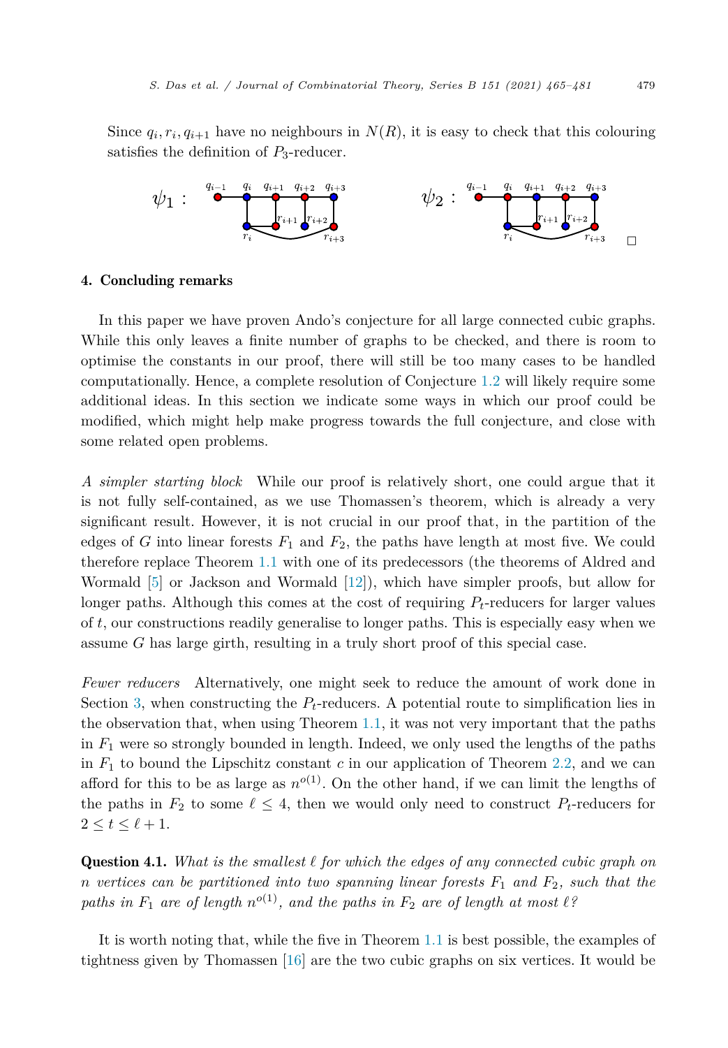Since $q_i, r_i, q_{i+1}$ have no neighbours in $N(R)$, it is easy to check that this colouring satisfies the definition of $P_3$-reducer.

$\psi_1$ : $\psi_2$ : □

## 4. Concluding remarks

In this paper we have proven Ando's conjecture for all large connected cubic graphs. While this only leaves a finite number of graphs to be checked, and there is room to optimise the constants in our proof, there will still be too many cases to be handled computationally. Hence, a complete resolution of Conjecture 1.2 will likely require some additional ideas. In this section we indicate some ways in which our proof could be modified, which might help make progress towards the full conjecture, and close with some related open problems.

*A simpler starting block* While our proof is relatively short, one could argue that it is not fully self-contained, as we use Thomassen's theorem, which is already a very significant result. However, it is not crucial in our proof that, in the partition of the edges of $G$ into linear forests $F_1$ and $F_2$, the paths have length at most five. We could therefore replace Theorem 1.1 with one of its predecessors (the theorems of Aldred and Wormald [5] or Jackson and Wormald [12]), which have simpler proofs, but allow for longer paths. Although this comes at the cost of requiring $P_t$-reducers for larger values of $t$, our constructions readily generalise to longer paths. This is especially easy when we assume $G$ has large girth, resulting in a truly short proof of this special case.

*Fewer reducers* Alternatively, one might seek to reduce the amount of work done in Section 3, when constructing the $P_t$-reducers. A potential route to simplification lies in the observation that, when using Theorem 1.1, it was not very important that the paths in $F_1$ were so strongly bounded in length. Indeed, we only used the lengths of the paths in $F_1$ to bound the Lipschitz constant $c$ in our application of Theorem 2.2, and we can afford for this to be as large as $n^{o(1)}$. On the other hand, if we can limit the lengths of the paths in $F_2$ to some $\ell \leq 4$, then we would only need to construct $P_t$-reducers for $2 \leq t \leq \ell + 1$.

**Question 4.1.** *What is the smallest $\ell$ for which the edges of any connected cubic graph on $n$ vertices can be partitioned into two spanning linear forests $F_1$ and $F_2$, such that the paths in $F_1$ are of length $n^{o(1)}$, and the paths in $F_2$ are of length at most $\ell$?*

It is worth noting that, while the five in Theorem 1.1 is best possible, the examples of tightness given by Thomassen [16] are the two cubic graphs on six vertices. It would be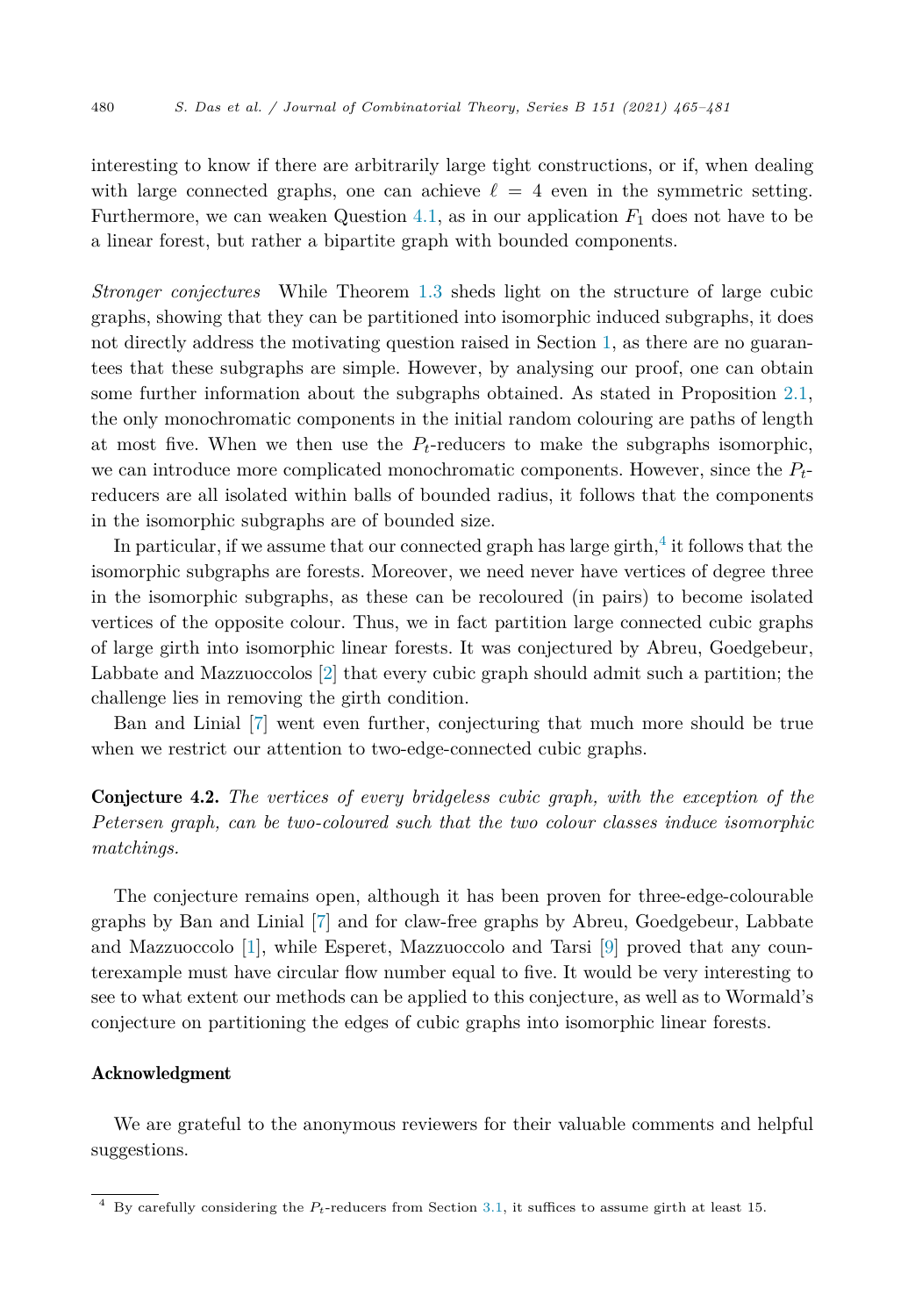interesting to know if there are arbitrarily large tight constructions, or if, when dealing with large connected graphs, one can achieve $\ell = 4$ even in the symmetric setting. Furthermore, we can weaken Question 4.1, as in our application $F_1$ does not have to be a linear forest, but rather a bipartite graph with bounded components.

*Stronger conjectures* While Theorem 1.3 sheds light on the structure of large cubic graphs, showing that they can be partitioned into isomorphic induced subgraphs, it does not directly address the motivating question raised in Section 1, as there are no guarantees that these subgraphs are simple. However, by analysing our proof, one can obtain some further information about the subgraphs obtained. As stated in Proposition 2.1, the only monochromatic components in the initial random colouring are paths of length at most five. When we then use the $P_t$-reducers to make the subgraphs isomorphic, we can introduce more complicated monochromatic components. However, since the $P_t$-reducers are all isolated within balls of bounded radius, it follows that the components in the isomorphic subgraphs are of bounded size.

In particular, if we assume that our connected graph has large girth,[4] it follows that the isomorphic subgraphs are forests. Moreover, we need never have vertices of degree three in the isomorphic subgraphs, as these can be recoloured (in pairs) to become isolated vertices of the opposite colour. Thus, we in fact partition large connected cubic graphs of large girth into isomorphic linear forests. It was conjectured by Abreu, Goedgebeur, Labbate and Mazzuoccolos [2] that every cubic graph should admit such a partition; the challenge lies in removing the girth condition.

Ban and Linial [7] went even further, conjecturing that much more should be true when we restrict our attention to two-edge-connected cubic graphs.

**Conjecture 4.2.** *The vertices of every bridgeless cubic graph, with the exception of the Petersen graph, can be two-coloured such that the two colour classes induce isomorphic matchings.*

The conjecture remains open, although it has been proven for three-edge-colourable graphs by Ban and Linial [7] and for claw-free graphs by Abreu, Goedgebeur, Labbate and Mazzuoccolo [1], while Esperet, Mazzuoccolo and Tarsi [9] proved that any counterexample must have circular flow number equal to five. It would be very interesting to see to what extent our methods can be applied to this conjecture, as well as to Wormald's conjecture on partitioning the edges of cubic graphs into isomorphic linear forests.

## Acknowledgment

We are grateful to the anonymous reviewers for their valuable comments and helpful suggestions.

[4] By carefully considering the $P_t$-reducers from Section 3.1, it suffices to assume girth at least 15.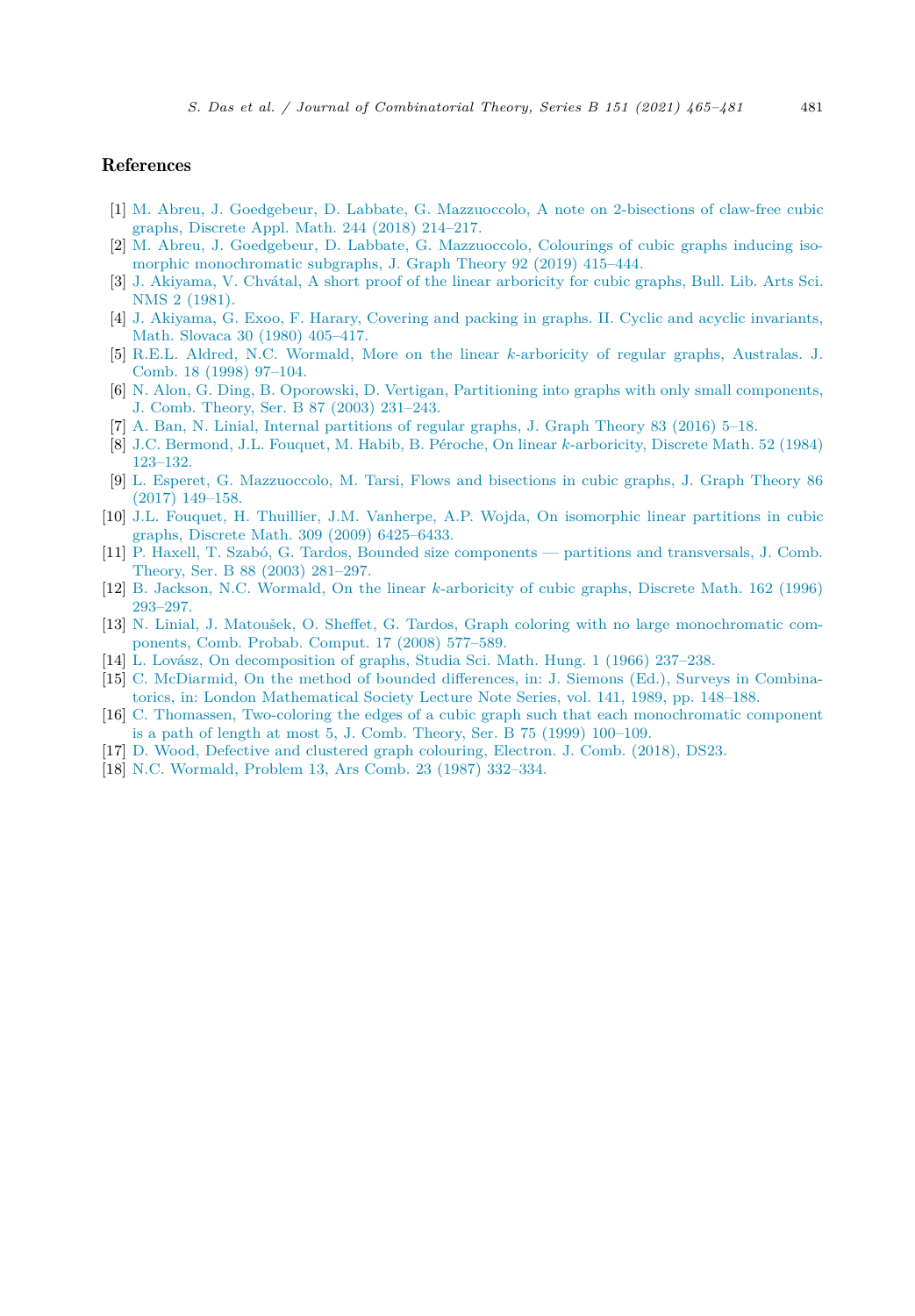## References

[1] M. Abreu, J. Goedgebeur, D. Labbate, G. Mazzuoccolo, A note on 2-bisections of claw-free cubic graphs, Discrete Appl. Math. 244 (2018) 214–217.

[2] M. Abreu, J. Goedgebeur, D. Labbate, G. Mazzuoccolo, Colourings of cubic graphs inducing isomorphic monochromatic subgraphs, J. Graph Theory 92 (2019) 415–444.

[3] J. Akiyama, V. Chvátal, A short proof of the linear arboricity for cubic graphs, Bull. Lib. Arts Sci. NMS 2 (1981).

[4] J. Akiyama, G. Exoo, F. Harary, Covering and packing in graphs. II. Cyclic and acyclic invariants, Math. Slovaca 30 (1980) 405–417.

[5] R.E.L. Aldred, N.C. Wormald, More on the linear $k$-arboricity of regular graphs, Australas. J. Comb. 18 (1998) 97–104.

[6] N. Alon, G. Ding, B. Oporowski, D. Vertigan, Partitioning into graphs with only small components, J. Comb. Theory, Ser. B 87 (2003) 231–243.

[7] A. Ban, N. Linial, Internal partitions of regular graphs, J. Graph Theory 83 (2016) 5–18.

[8] J.C. Bermond, J.L. Fouquet, M. Habib, B. Péroche, On linear $k$-arboricity, Discrete Math. 52 (1984) 123–132.

[9] L. Esperet, G. Mazzuoccolo, M. Tarsi, Flows and bisections in cubic graphs, J. Graph Theory 86 (2017) 149–158.

[10] J.L. Fouquet, H. Thuillier, J.M. Vanherpe, A.P. Wojda, On isomorphic linear partitions in cubic graphs, Discrete Math. 309 (2009) 6425–6433.

[11] P. Haxell, T. Szabó, G. Tardos, Bounded size components — partitions and transversals, J. Comb. Theory, Ser. B 88 (2003) 281–297.

[12] B. Jackson, N.C. Wormald, On the linear $k$-arboricity of cubic graphs, Discrete Math. 162 (1996) 293–297.

[13] N. Linial, J. Matoušek, O. Sheffet, G. Tardos, Graph coloring with no large monochromatic components, Comb. Probab. Comput. 17 (2008) 577–589.

[14] L. Lovász, On decomposition of graphs, Studia Sci. Math. Hung. 1 (1966) 237–238.

[15] C. McDiarmid, On the method of bounded differences, in: J. Siemons (Ed.), Surveys in Combinatorics, in: London Mathematical Society Lecture Note Series, vol. 141, 1989, pp. 148–188.

[16] C. Thomassen, Two-coloring the edges of a cubic graph such that each monochromatic component is a path of length at most 5, J. Comb. Theory, Ser. B 75 (1999) 100–109.

[17] D. Wood, Defective and clustered graph colouring, Electron. J. Comb. (2018), DS23.

[18] N.C. Wormald, Problem 13, Ars Comb. 23 (1987) 332–334.